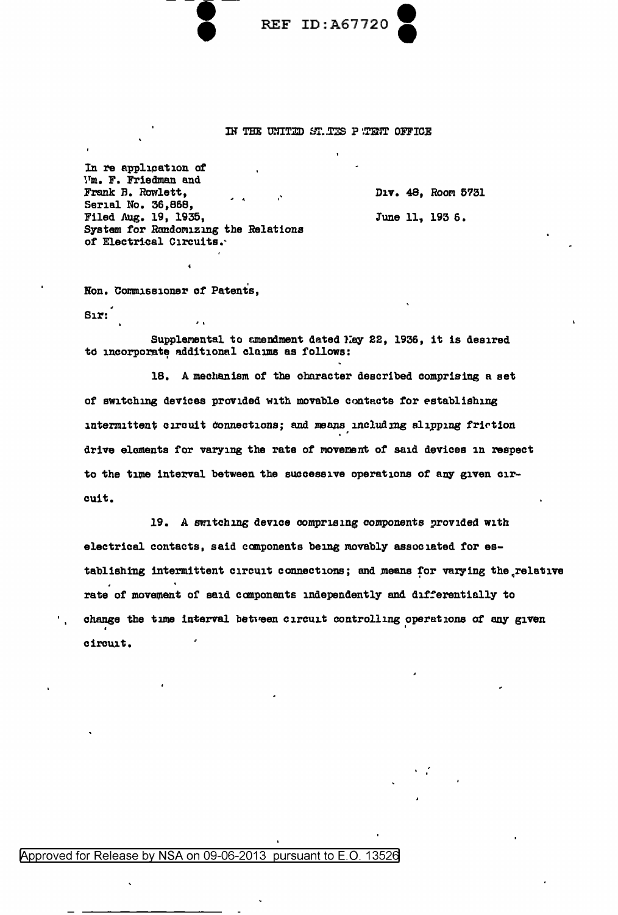REF ID:A67720

IN THE UNITED STATES PATENT OFFICE

In re application of
Wm. F. Friedman and
Frank B. Rowlett,
Serial No. 36,868,
Filed Aug. 19, 1935,
System for Randomizing the Relations
of Electrical Circuits.

Div. 48, Room 5731

June 11, 1936.

Hon. Commissioner of Patents,

Sir:

Supplemental to amendment dated May 22, 1936, it is desired to incorporate additional claims as follows:

18. A mechanism of the character described comprising a set of switching devices provided with movable contacts for establishing intermittent circuit connections; and means including slipping friction drive elements for varying the rate of movement of said devices in respect to the time interval between the successive operations of any given circuit.

19. A switching device comprising components provided with electrical contacts, said components being movably associated for establishing intermittent circuit connections; and means for varying the relative rate of movement of said components independently and differentially to change the time interval between circuit controlling operations of any given circuit.

Approved for Release by NSA on 09-06-2013 pursuant to E.O. 13526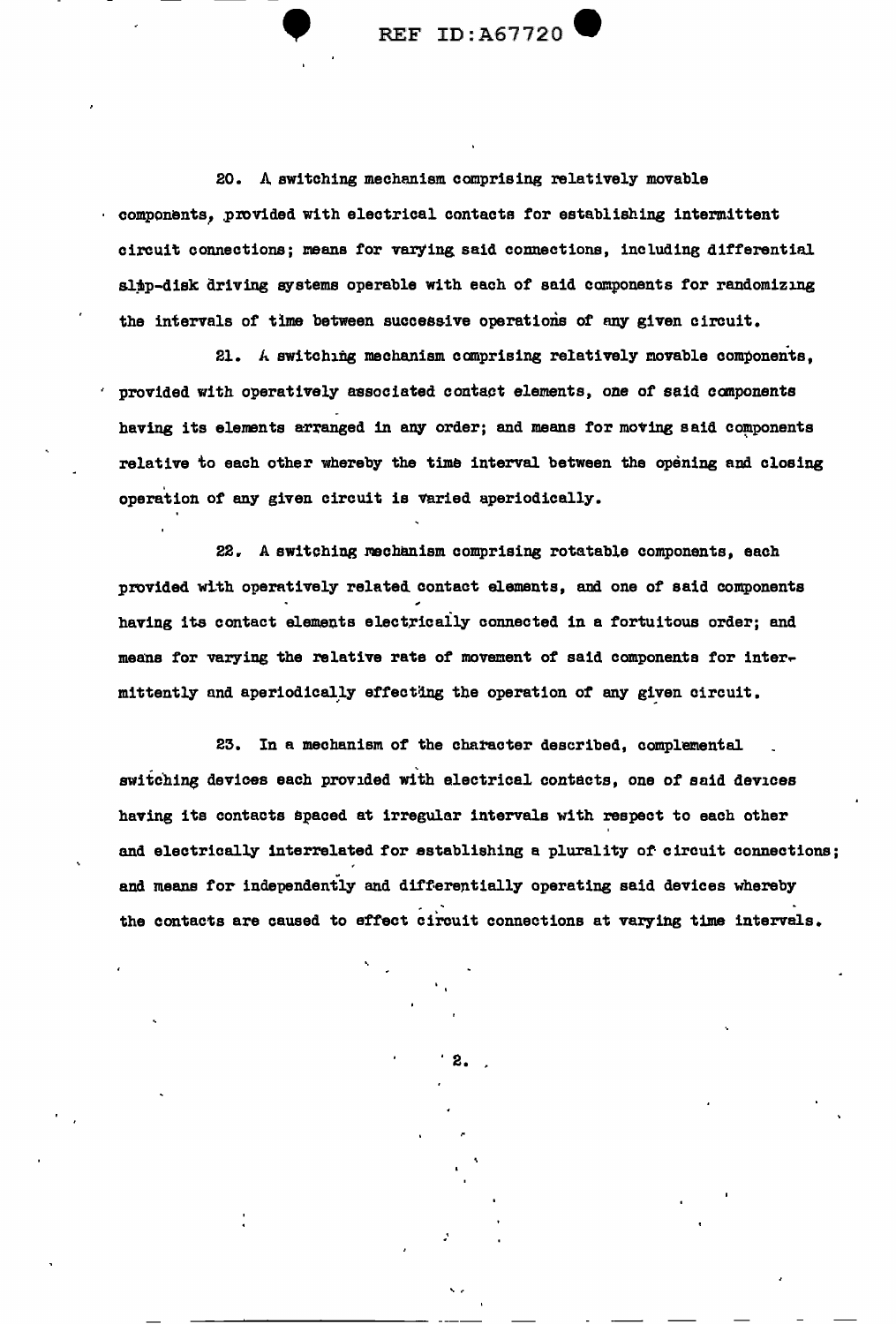20. A switching mechanism comprising relatively movable components, provided with electrical contacts for establishing intermittent circuit connections; means for varying said connections, including differential slip-disk driving systems operable with each of said components for randomizing the intervals of time between successive operations of any given circuit.

21. A switching mechanism comprising relatively movable components, provided with operatively associated contact elements, one of said components having its elements arranged in any order; and means for moving said components relative to each other whereby the time interval between the opening and closing operation of any given circuit is varied aperiodically.

22. A switching mechanism comprising rotatable components, each provided with operatively related contact elements, and one of said components having its contact elements electrically connected in a fortuitous order; and means for varying the relative rate of movement of said components for intermittently and aperiodically effecting the operation of any given circuit.

23. In a mechanism of the character described, complemental switching devices each provided with electrical contacts, one of said devices having its contacts spaced at irregular intervals with respect to each other and electrically interrelated for establishing a plurality of circuit connections; and means for independently and differentially operating said devices whereby the contacts are caused to effect circuit connections at varying time intervals.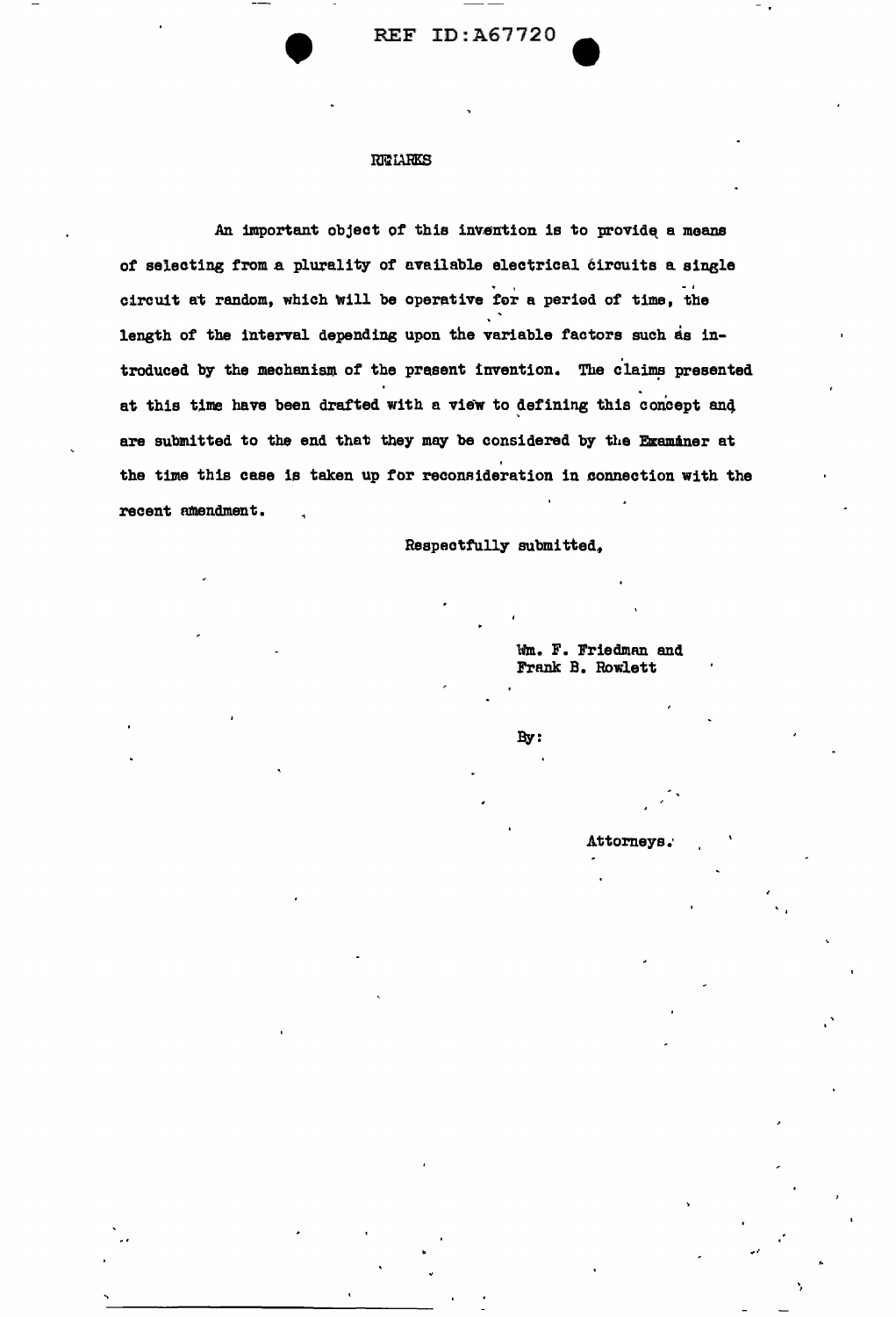REMARKS

An important object of this invention is to provide a means of selecting from a plurality of available electrical circuits a single circuit at random, which will be operative for a period of time, the length of the interval depending upon the variable factors such as introduced by the mechanism of the present invention. The claims presented at this time have been drafted with a view to defining this concept and are submitted to the end that they may be considered by the Examiner at the time this case is taken up for reconsideration in connection with the recent amendment.

Respectfully submitted,

Wm. F. Friedman and
Frank B. Rowlett

By:

Attorneys.